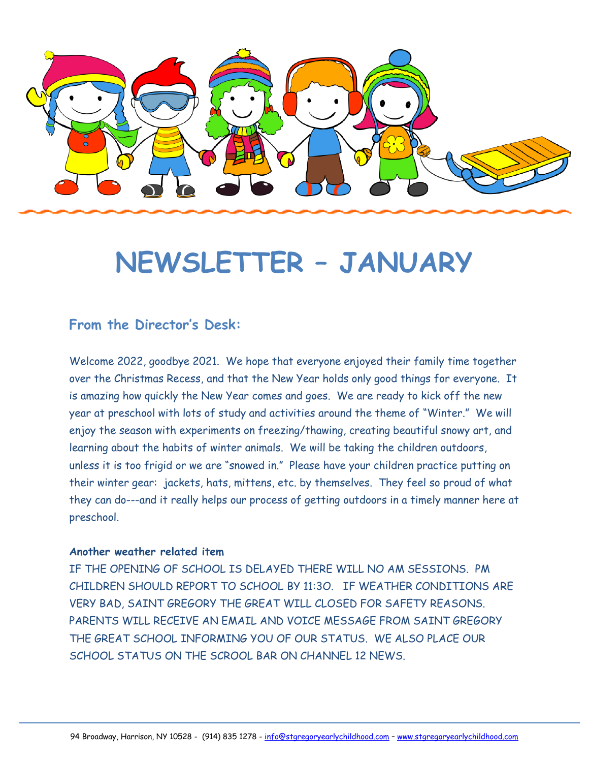# NEWSLETTER – JANUARY

## From the Director's Desk:

Welcome 2022, goodbye 2021. We hope that everyone enjoyed their family time together over the Christmas Recess, and that the New Year holds only good things for everyone. It is amazing how quickly the New Year comes and goes. We are ready to kick off the new year at preschool with lots of study and activities around the theme of "Winter." We will enjoy the season with experiments on freezing/thawing, creating beautiful snowy art, and learning about the habits of winter animals. We will be taking the children outdoors, unless it is too frigid or we are "snowed in." Please have your children practice putting on their winter gear: jackets, hats, mittens, etc. by themselves. They feel so proud of what they can do---and it really helps our process of getting outdoors in a timely manner here at preschool.

**Another weather related item**

IF THE OPENING OF SCHOOL IS DELAYED THERE WILL NO AM SESSIONS. PM CHILDREN SHOULD REPORT TO SCHOOL BY 11:30. IF WEATHER CONDITIONS ARE VERY BAD, SAINT GREGORY THE GREAT WILL CLOSED FOR SAFETY REASONS. PARENTS WILL RECEIVE AN EMAIL AND VOICE MESSAGE FROM SAINT GREGORY THE GREAT SCHOOL INFORMING YOU OF OUR STATUS. WE ALSO PLACE OUR SCHOOL STATUS ON THE SCROOL BAR ON CHANNEL 12 NEWS.

94 Broadway, Harrison, NY 10528 - (914) 835 1278 - info@stgregoryearlychildhood.com – www.stgregoryearlychildhood.com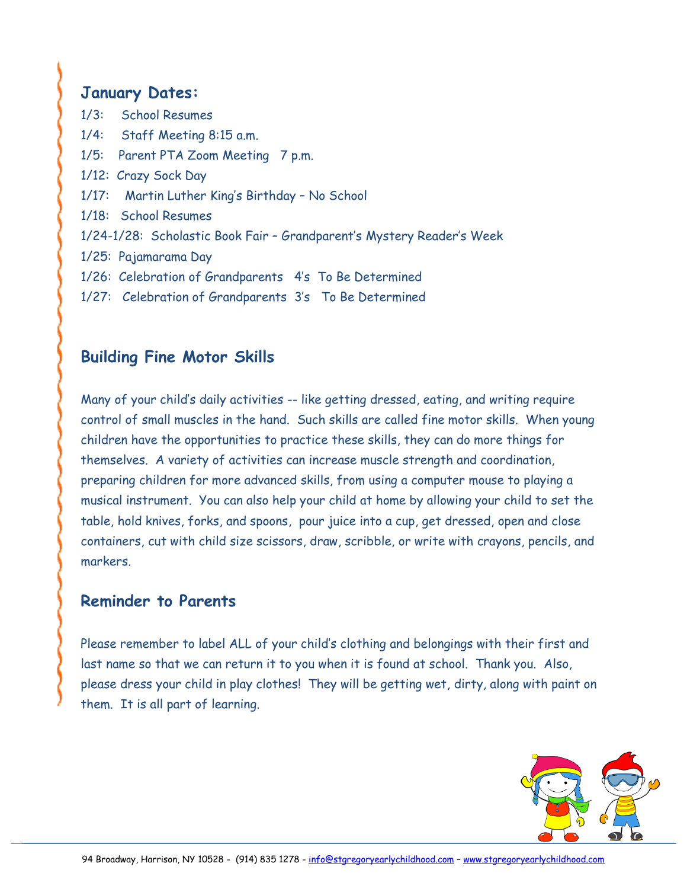## January Dates:

1/3: School Resumes
1/4: Staff Meeting 8:15 a.m.
1/5: Parent PTA Zoom Meeting 7 p.m.
1/12: Crazy Sock Day
1/17: Martin Luther King's Birthday – No School
1/18: School Resumes
1/24-1/28: Scholastic Book Fair – Grandparent's Mystery Reader's Week
1/25: Pajamarama Day
1/26: Celebration of Grandparents 4's To Be Determined
1/27: Celebration of Grandparents 3's To Be Determined

## Building Fine Motor Skills

Many of your child's daily activities -- like getting dressed, eating, and writing require control of small muscles in the hand. Such skills are called fine motor skills. When young children have the opportunities to practice these skills, they can do more things for themselves. A variety of activities can increase muscle strength and coordination, preparing children for more advanced skills, from using a computer mouse to playing a musical instrument. You can also help your child at home by allowing your child to set the table, hold knives, forks, and spoons, pour juice into a cup, get dressed, open and close containers, cut with child size scissors, draw, scribble, or write with crayons, pencils, and markers.

## Reminder to Parents

Please remember to label ALL of your child's clothing and belongings with their first and last name so that we can return it to you when it is found at school. Thank you. Also, please dress your child in play clothes! They will be getting wet, dirty, along with paint on them. It is all part of learning.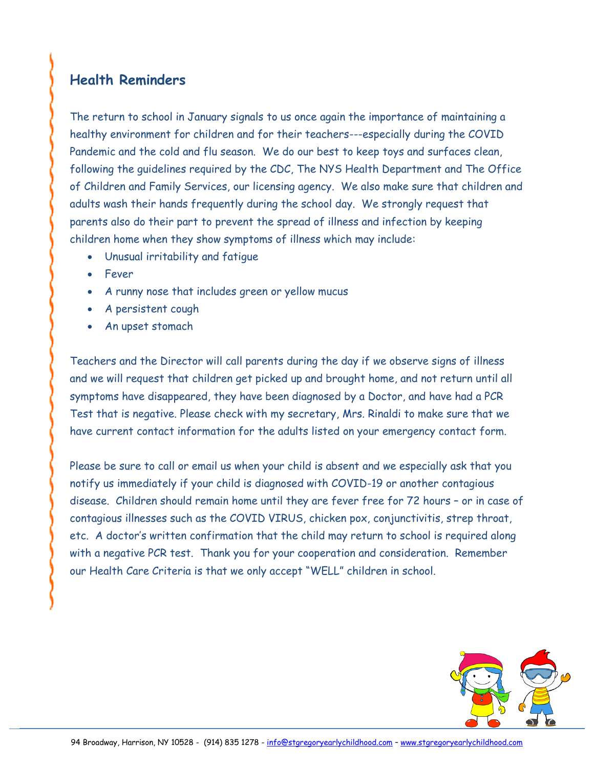## Health Reminders

The return to school in January signals to us once again the importance of maintaining a healthy environment for children and for their teachers---especially during the COVID Pandemic and the cold and flu season. We do our best to keep toys and surfaces clean, following the guidelines required by the CDC, The NYS Health Department and The Office of Children and Family Services, our licensing agency. We also make sure that children and adults wash their hands frequently during the school day. We strongly request that parents also do their part to prevent the spread of illness and infection by keeping children home when they show symptoms of illness which may include:

- Unusual irritability and fatigue
- Fever
- A runny nose that includes green or yellow mucus
- A persistent cough
- An upset stomach

Teachers and the Director will call parents during the day if we observe signs of illness and we will request that children get picked up and brought home, and not return until all symptoms have disappeared, they have been diagnosed by a Doctor, and have had a PCR Test that is negative. Please check with my secretary, Mrs. Rinaldi to make sure that we have current contact information for the adults listed on your emergency contact form.

Please be sure to call or email us when your child is absent and we especially ask that you notify us immediately if your child is diagnosed with COVID-19 or another contagious disease. Children should remain home until they are fever free for 72 hours – or in case of contagious illnesses such as the COVID VIRUS, chicken pox, conjunctivitis, strep throat, etc. A doctor's written confirmation that the child may return to school is required along with a negative PCR test. Thank you for your cooperation and consideration. Remember our Health Care Criteria is that we only accept "WELL" children in school.

94 Broadway, Harrison, NY 10528 - (914) 835 1278 - info@stgregoryearlychildhood.com – www.stgregoryearlychildhood.com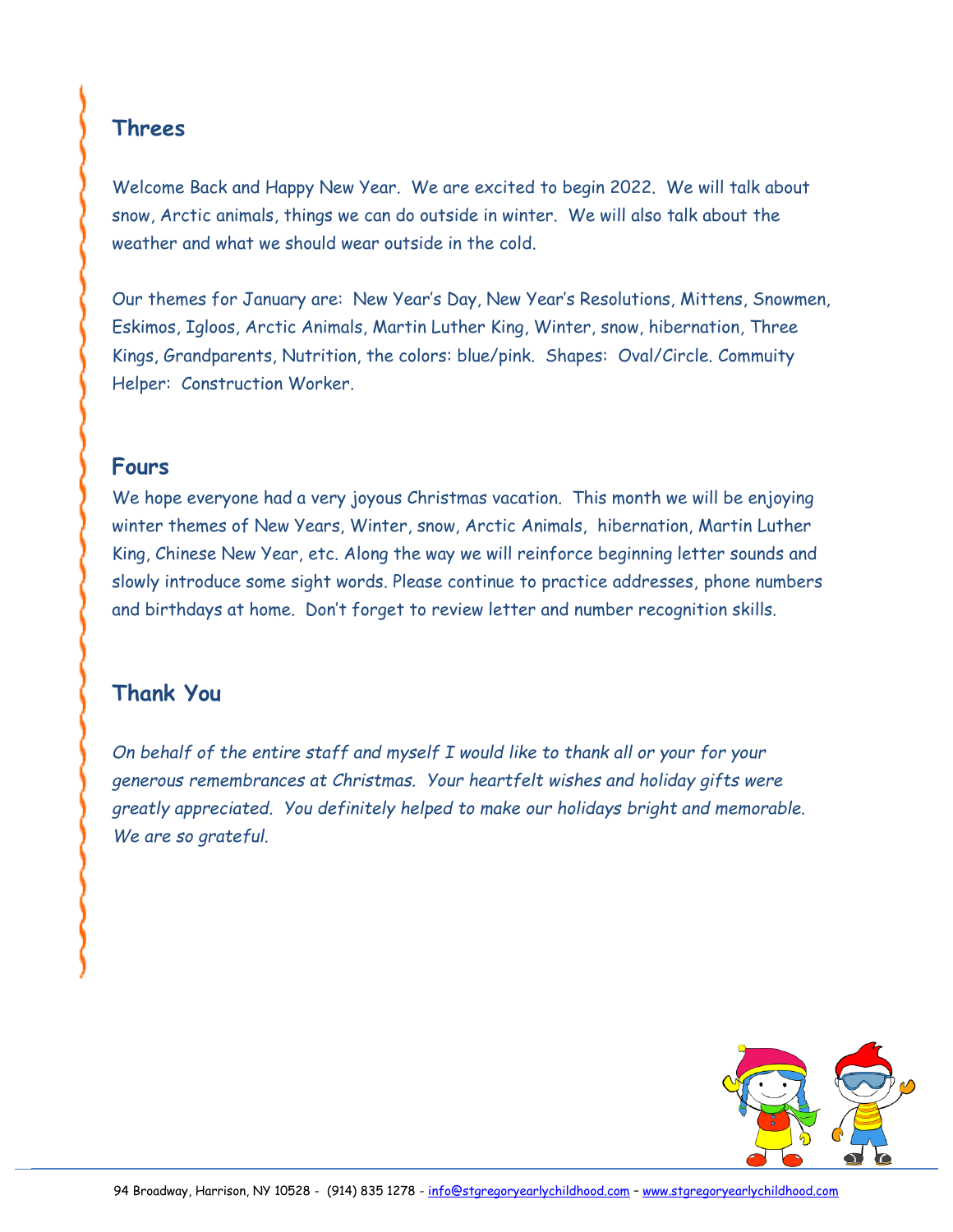## Threes

Welcome Back and Happy New Year. We are excited to begin 2022. We will talk about snow, Arctic animals, things we can do outside in winter. We will also talk about the weather and what we should wear outside in the cold.

Our themes for January are: New Year's Day, New Year's Resolutions, Mittens, Snowmen, Eskimos, Igloos, Arctic Animals, Martin Luther King, Winter, snow, hibernation, Three Kings, Grandparents, Nutrition, the colors: blue/pink. Shapes: Oval/Circle. Commuity Helper: Construction Worker.

## Fours

We hope everyone had a very joyous Christmas vacation. This month we will be enjoying winter themes of New Years, Winter, snow, Arctic Animals, hibernation, Martin Luther King, Chinese New Year, etc. Along the way we will reinforce beginning letter sounds and slowly introduce some sight words. Please continue to practice addresses, phone numbers and birthdays at home. Don't forget to review letter and number recognition skills.

## Thank You

*On behalf of the entire staff and myself I would like to thank all or your for your generous remembrances at Christmas. Your heartfelt wishes and holiday gifts were greatly appreciated. You definitely helped to make our holidays bright and memorable. We are so grateful.*